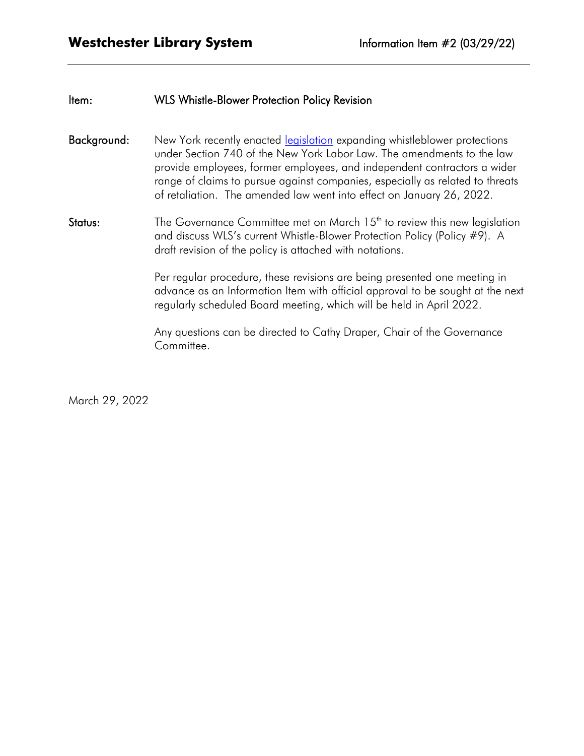**Westchester Library System** Information Item #2 (03/29/22)

---

**Item:** WLS Whistle-Blower Protection Policy Revision

**Background:** New York recently enacted [legislation](legislation) expanding whistleblower protections under Section 740 of the New York Labor Law. The amendments to the law provide employees, former employees, and independent contractors a wider range of claims to pursue against companies, especially as related to threats of retaliation. The amended law went into effect on January 26, 2022.

**Status:** The Governance Committee met on March 15th to review this new legislation and discuss WLS's current Whistle-Blower Protection Policy (Policy #9). A draft revision of the policy is attached with notations.

Per regular procedure, these revisions are being presented one meeting in advance as an Information Item with official approval to be sought at the next regularly scheduled Board meeting, which will be held in April 2022.

Any questions can be directed to Cathy Draper, Chair of the Governance Committee.

March 29, 2022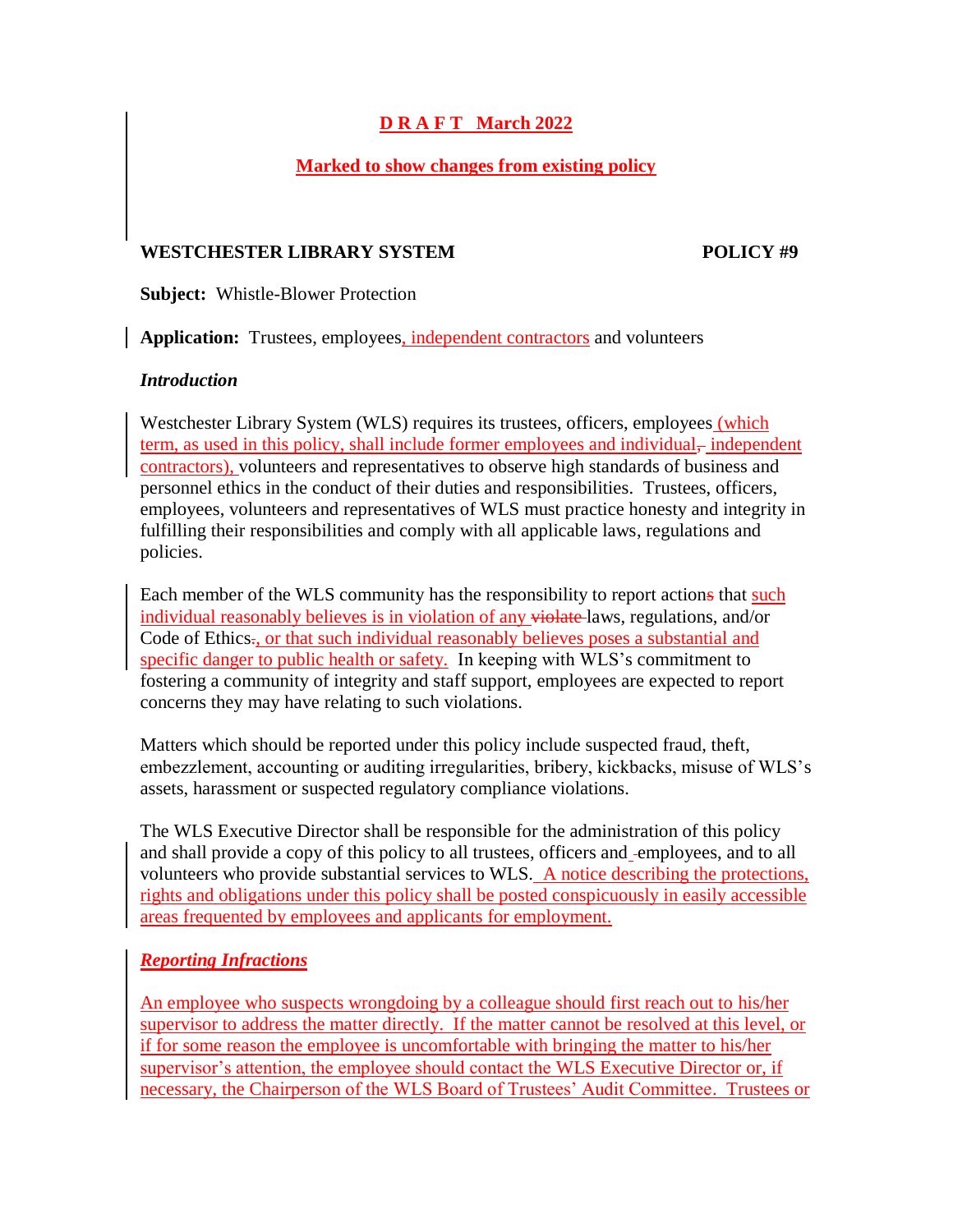**D R A F T March 2022**

**Marked to show changes from existing policy**

**WESTCHESTER LIBRARY SYSTEM** **POLICY #9**

**Subject:** Whistle-Blower Protection

**Application:** Trustees, employees, independent contractors and volunteers

***Introduction***

Westchester Library System (WLS) requires its trustees, officers, employees (which term, as used in this policy, shall include former employees and individual, independent contractors), volunteers and representatives to observe high standards of business and personnel ethics in the conduct of their duties and responsibilities. Trustees, officers, employees, volunteers and representatives of WLS must practice honesty and integrity in fulfilling their responsibilities and comply with all applicable laws, regulations and policies.

Each member of the WLS community has the responsibility to report actions that such individual reasonably believes is in violation of any violate laws, regulations, and/or Code of Ethics., or that such individual reasonably believes poses a substantial and specific danger to public health or safety. In keeping with WLS's commitment to fostering a community of integrity and staff support, employees are expected to report concerns they may have relating to such violations.

Matters which should be reported under this policy include suspected fraud, theft, embezzlement, accounting or auditing irregularities, bribery, kickbacks, misuse of WLS's assets, harassment or suspected regulatory compliance violations.

The WLS Executive Director shall be responsible for the administration of this policy and shall provide a copy of this policy to all trustees, officers and employees, and to all volunteers who provide substantial services to WLS. A notice describing the protections, rights and obligations under this policy shall be posted conspicuously in easily accessible areas frequented by employees and applicants for employment.

***Reporting Infractions***

An employee who suspects wrongdoing by a colleague should first reach out to his/her supervisor to address the matter directly. If the matter cannot be resolved at this level, or if for some reason the employee is uncomfortable with bringing the matter to his/her supervisor's attention, the employee should contact the WLS Executive Director or, if necessary, the Chairperson of the WLS Board of Trustees' Audit Committee. Trustees or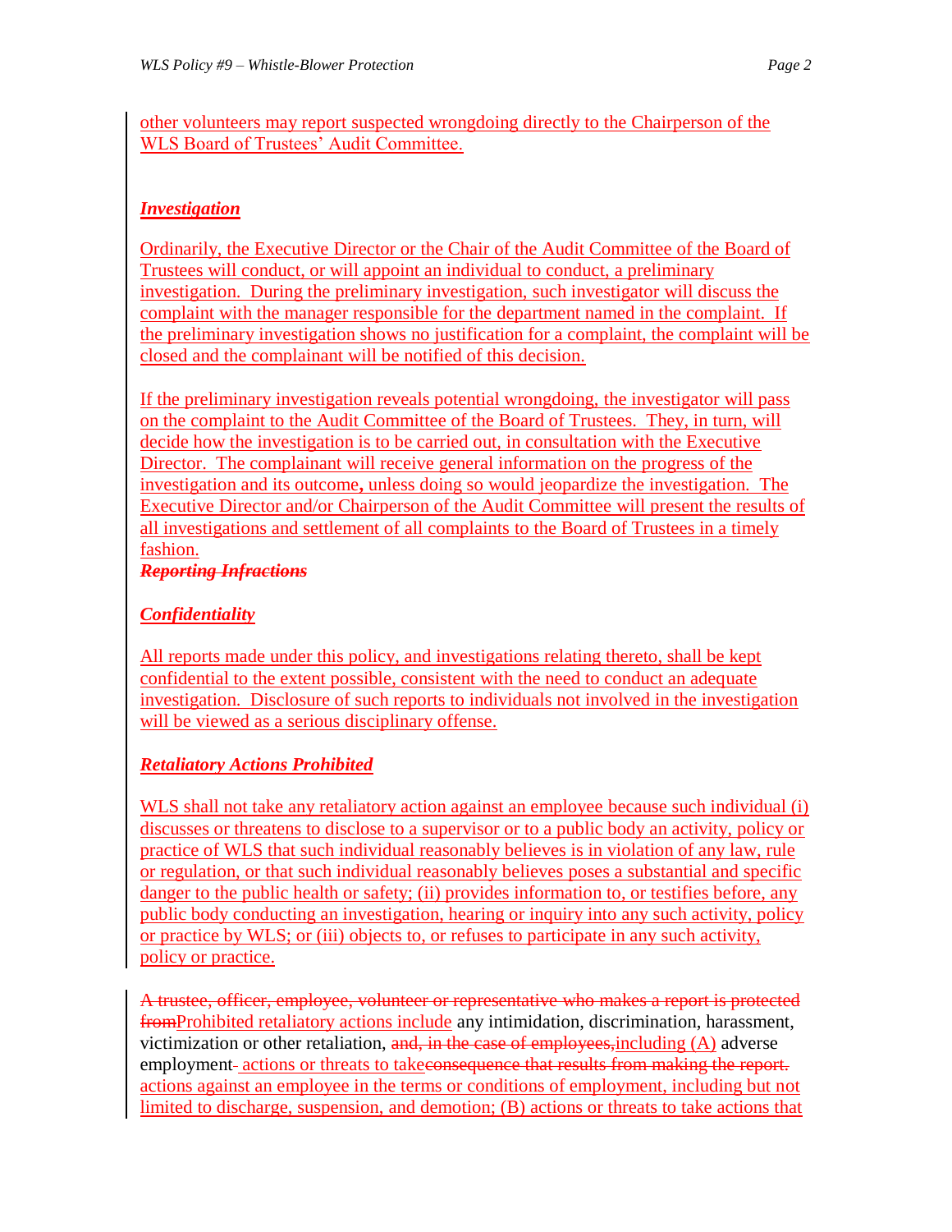other volunteers may report suspected wrongdoing directly to the Chairperson of the WLS Board of Trustees' Audit Committee.

### ***Investigation***

Ordinarily, the Executive Director or the Chair of the Audit Committee of the Board of Trustees will conduct, or will appoint an individual to conduct, a preliminary investigation. During the preliminary investigation, such investigator will discuss the complaint with the manager responsible for the department named in the complaint. If the preliminary investigation shows no justification for a complaint, the complaint will be closed and the complainant will be notified of this decision.

If the preliminary investigation reveals potential wrongdoing, the investigator will pass on the complaint to the Audit Committee of the Board of Trustees. They, in turn, will decide how the investigation is to be carried out, in consultation with the Executive Director. The complainant will receive general information on the progress of the investigation and its outcome**,** unless doing so would jeopardize the investigation. The Executive Director and/or Chairperson of the Audit Committee will present the results of all investigations and settlement of all complaints to the Board of Trustees in a timely fashion.

***~~Reporting Infractions~~***

### ***Confidentiality***

All reports made under this policy, and investigations relating thereto, shall be kept confidential to the extent possible, consistent with the need to conduct an adequate investigation. Disclosure of such reports to individuals not involved in the investigation will be viewed as a serious disciplinary offense.

### ***Retaliatory Actions Prohibited***

WLS shall not take any retaliatory action against an employee because such individual (i) discusses or threatens to disclose to a supervisor or to a public body an activity, policy or practice of WLS that such individual reasonably believes is in violation of any law, rule or regulation, or that such individual reasonably believes poses a substantial and specific danger to the public health or safety; (ii) provides information to, or testifies before, any public body conducting an investigation, hearing or inquiry into any such activity, policy or practice by WLS; or (iii) objects to, or refuses to participate in any such activity, policy or practice.

~~A trustee, officer, employee, volunteer or representative who makes a report is protected from~~Prohibited retaliatory actions include any intimidation, discrimination, harassment, victimization or other retaliation, ~~and, in the case of employees,~~including (A) adverse employment~~-~~ actions or threats to take~~consequence that results from making the report.~~ actions against an employee in the terms or conditions of employment, including but not limited to discharge, suspension, and demotion; (B) actions or threats to take actions that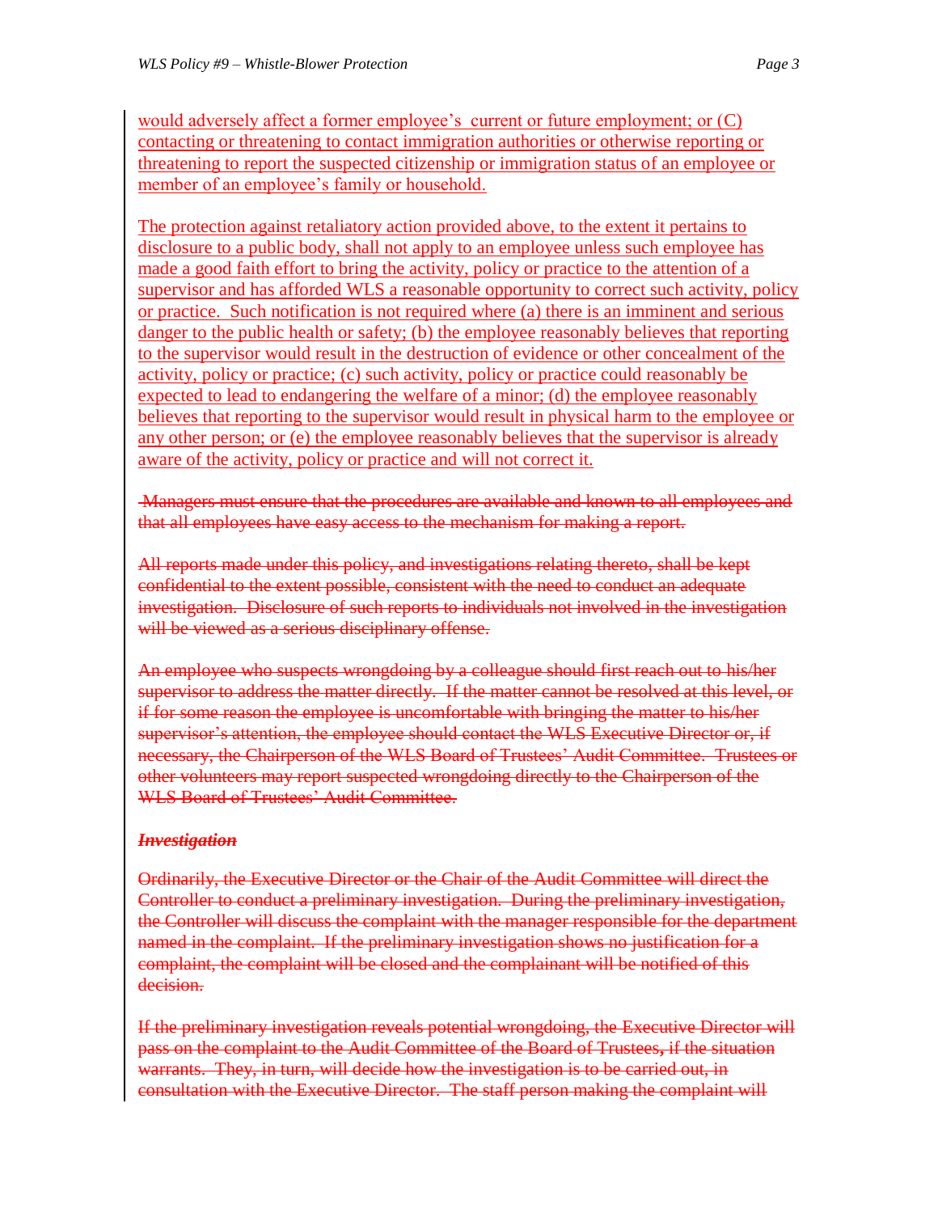would adversely affect a former employee's current or future employment; or (C) contacting or threatening to contact immigration authorities or otherwise reporting or threatening to report the suspected citizenship or immigration status of an employee or member of an employee's family or household.

The protection against retaliatory action provided above, to the extent it pertains to disclosure to a public body, shall not apply to an employee unless such employee has made a good faith effort to bring the activity, policy or practice to the attention of a supervisor and has afforded WLS a reasonable opportunity to correct such activity, policy or practice. Such notification is not required where (a) there is an imminent and serious danger to the public health or safety; (b) the employee reasonably believes that reporting to the supervisor would result in the destruction of evidence or other concealment of the activity, policy or practice; (c) such activity, policy or practice could reasonably be expected to lead to endangering the welfare of a minor; (d) the employee reasonably believes that reporting to the supervisor would result in physical harm to the employee or any other person; or (e) the employee reasonably believes that the supervisor is already aware of the activity, policy or practice and will not correct it.

~~Managers must ensure that the procedures are available and known to all employees and that all employees have easy access to the mechanism for making a report.~~

~~All reports made under this policy, and investigations relating thereto, shall be kept confidential to the extent possible, consistent with the need to conduct an adequate investigation. Disclosure of such reports to individuals not involved in the investigation will be viewed as a serious disciplinary offense.~~

~~An employee who suspects wrongdoing by a colleague should first reach out to his/her supervisor to address the matter directly. If the matter cannot be resolved at this level, or if for some reason the employee is uncomfortable with bringing the matter to his/her supervisor's attention, the employee should contact the WLS Executive Director or, if necessary, the Chairperson of the WLS Board of Trustees' Audit Committee. Trustees or other volunteers may report suspected wrongdoing directly to the Chairperson of the WLS Board of Trustees' Audit Committee.~~

***~~Investigation~~***

~~Ordinarily, the Executive Director or the Chair of the Audit Committee will direct the Controller to conduct a preliminary investigation. During the preliminary investigation, the Controller will discuss the complaint with the manager responsible for the department named in the complaint. If the preliminary investigation shows no justification for a complaint, the complaint will be closed and the complainant will be notified of this decision.~~

~~If the preliminary investigation reveals potential wrongdoing, the Executive Director will pass on the complaint to the Audit Committee of the Board of Trustees, if the situation warrants. They, in turn, will decide how the investigation is to be carried out, in consultation with the Executive Director. The staff person making the complaint will~~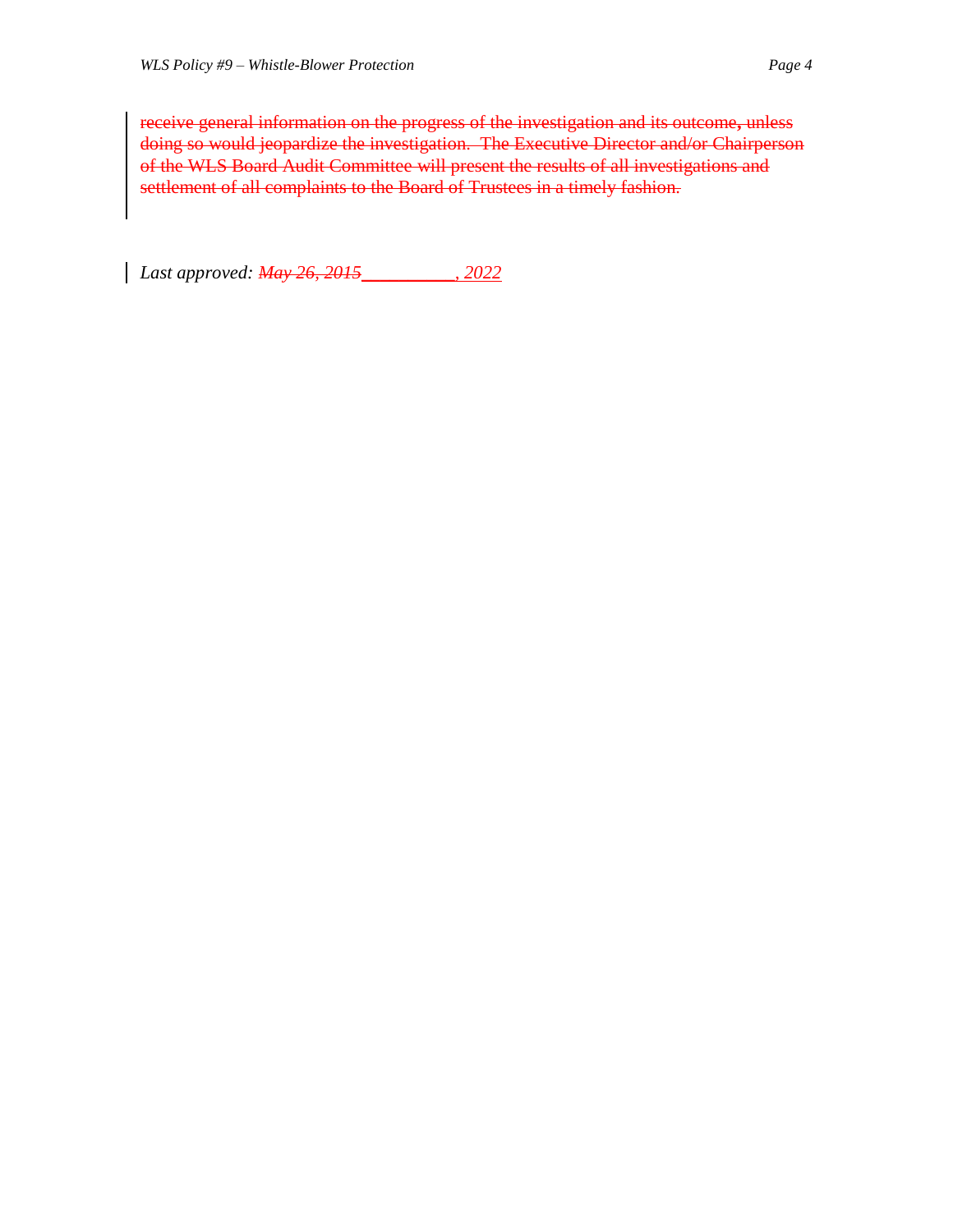~~receive general information on the progress of the investigation and its outcome, unless doing so would jeopardize the investigation. The Executive Director and/or Chairperson of the WLS Board Audit Committee will present the results of all investigations and settlement of all complaints to the Board of Trustees in a timely fashion.~~

*Last approved: ~~May 26, 2015~~ __________, 2022*